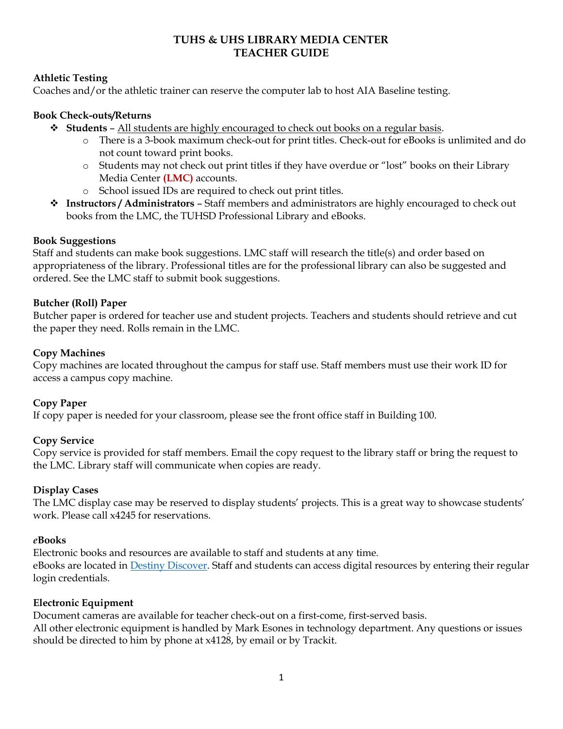# TUHS & UHS LIBRARY MEDIA CENTER
# TEACHER GUIDE

### Athletic Testing

Coaches and/or the athletic trainer can reserve the computer lab to host AIA Baseline testing.

### Book Check-outs/Returns

- **Students** – <u>All students are highly encouraged to check out books on a regular basis</u>.
  - There is a 3-book maximum check-out for print titles. Check-out for eBooks is unlimited and do not count toward print books.
  - Students may not check out print titles if they have overdue or "lost" books on their Library Media Center **(LMC)** accounts.
  - School issued IDs are required to check out print titles.
- **Instructors / Administrators** – Staff members and administrators are highly encouraged to check out books from the LMC, the TUHSD Professional Library and eBooks.

### Book Suggestions

Staff and students can make book suggestions. LMC staff will research the title(s) and order based on appropriateness of the library. Professional titles are for the professional library can also be suggested and ordered. See the LMC staff to submit book suggestions.

### Butcher (Roll) Paper

Butcher paper is ordered for teacher use and student projects. Teachers and students should retrieve and cut the paper they need. Rolls remain in the LMC.

### Copy Machines

Copy machines are located throughout the campus for staff use. Staff members must use their work ID for access a campus copy machine.

### Copy Paper

If copy paper is needed for your classroom, please see the front office staff in Building 100.

### Copy Service

Copy service is provided for staff members. Email the copy request to the library staff or bring the request to the LMC. Library staff will communicate when copies are ready.

### Display Cases

The LMC display case may be reserved to display students' projects. This is a great way to showcase students' work. Please call x4245 for reservations.

### *e*Books

Electronic books and resources are available to staff and students at any time.
eBooks are located in Destiny Discover. Staff and students can access digital resources by entering their regular login credentials.

### Electronic Equipment

Document cameras are available for teacher check-out on a first-come, first-served basis.
All other electronic equipment is handled by Mark Esones in technology department. Any questions or issues should be directed to him by phone at x4128, by email or by Trackit.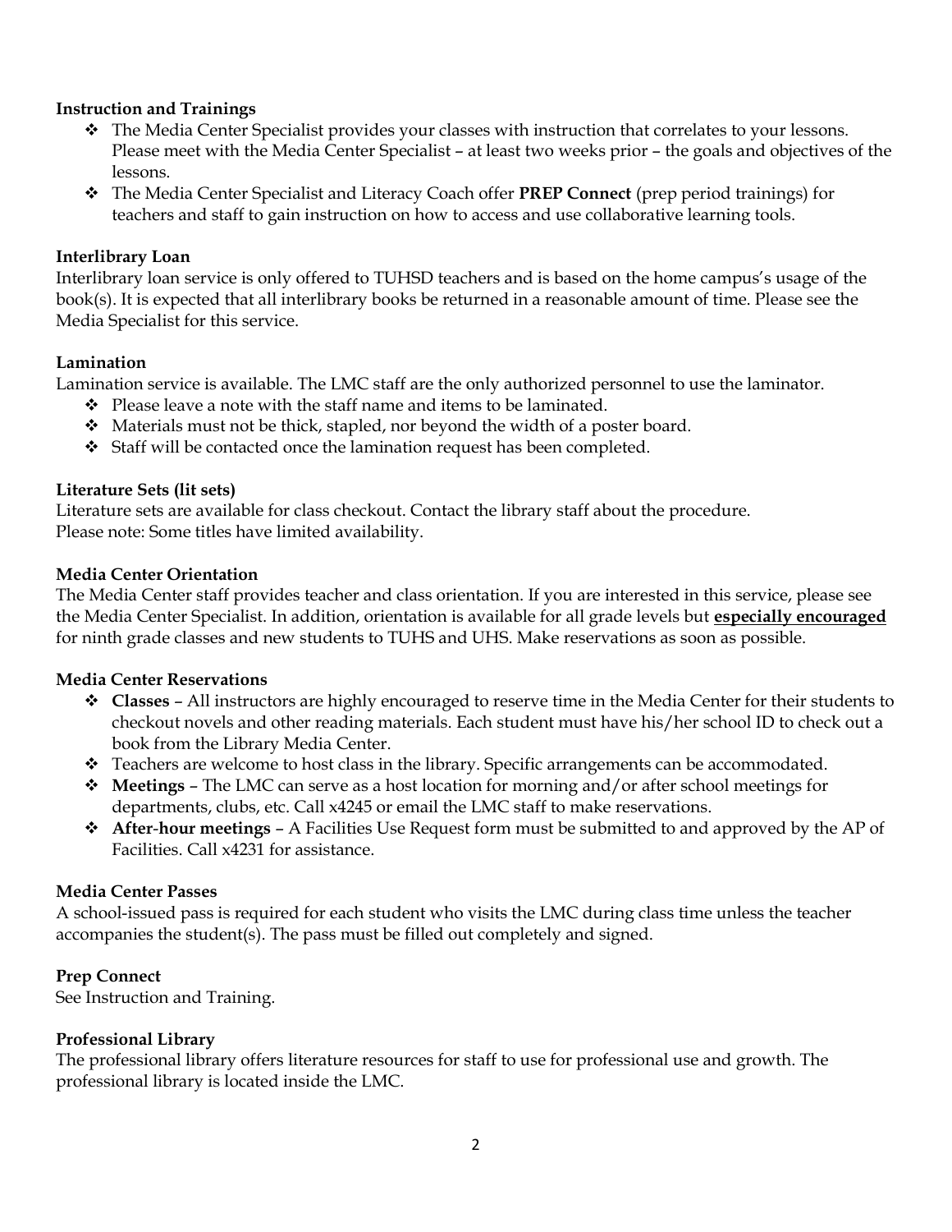**Instruction and Trainings**

- The Media Center Specialist provides your classes with instruction that correlates to your lessons. Please meet with the Media Center Specialist – at least two weeks prior – the goals and objectives of the lessons.
- The Media Center Specialist and Literacy Coach offer **PREP Connect** (prep period trainings) for teachers and staff to gain instruction on how to access and use collaborative learning tools.

**Interlibrary Loan**

Interlibrary loan service is only offered to TUHSD teachers and is based on the home campus's usage of the book(s). It is expected that all interlibrary books be returned in a reasonable amount of time. Please see the Media Specialist for this service.

**Lamination**

Lamination service is available. The LMC staff are the only authorized personnel to use the laminator.

- Please leave a note with the staff name and items to be laminated.
- Materials must not be thick, stapled, nor beyond the width of a poster board.
- Staff will be contacted once the lamination request has been completed.

**Literature Sets (lit sets)**

Literature sets are available for class checkout. Contact the library staff about the procedure.
Please note: Some titles have limited availability.

**Media Center Orientation**

The Media Center staff provides teacher and class orientation. If you are interested in this service, please see the Media Center Specialist. In addition, orientation is available for all grade levels but <u>**especially encouraged**</u> for ninth grade classes and new students to TUHS and UHS. Make reservations as soon as possible.

**Media Center Reservations**

- **Classes** – All instructors are highly encouraged to reserve time in the Media Center for their students to checkout novels and other reading materials. Each student must have his/her school ID to check out a book from the Library Media Center.
- Teachers are welcome to host class in the library. Specific arrangements can be accommodated.
- **Meetings** – The LMC can serve as a host location for morning and/or after school meetings for departments, clubs, etc. Call x4245 or email the LMC staff to make reservations.
- **After-hour meetings** – A Facilities Use Request form must be submitted to and approved by the AP of Facilities. Call x4231 for assistance.

**Media Center Passes**

A school-issued pass is required for each student who visits the LMC during class time unless the teacher accompanies the student(s). The pass must be filled out completely and signed.

**Prep Connect**

See Instruction and Training.

**Professional Library**

The professional library offers literature resources for staff to use for professional use and growth. The professional library is located inside the LMC.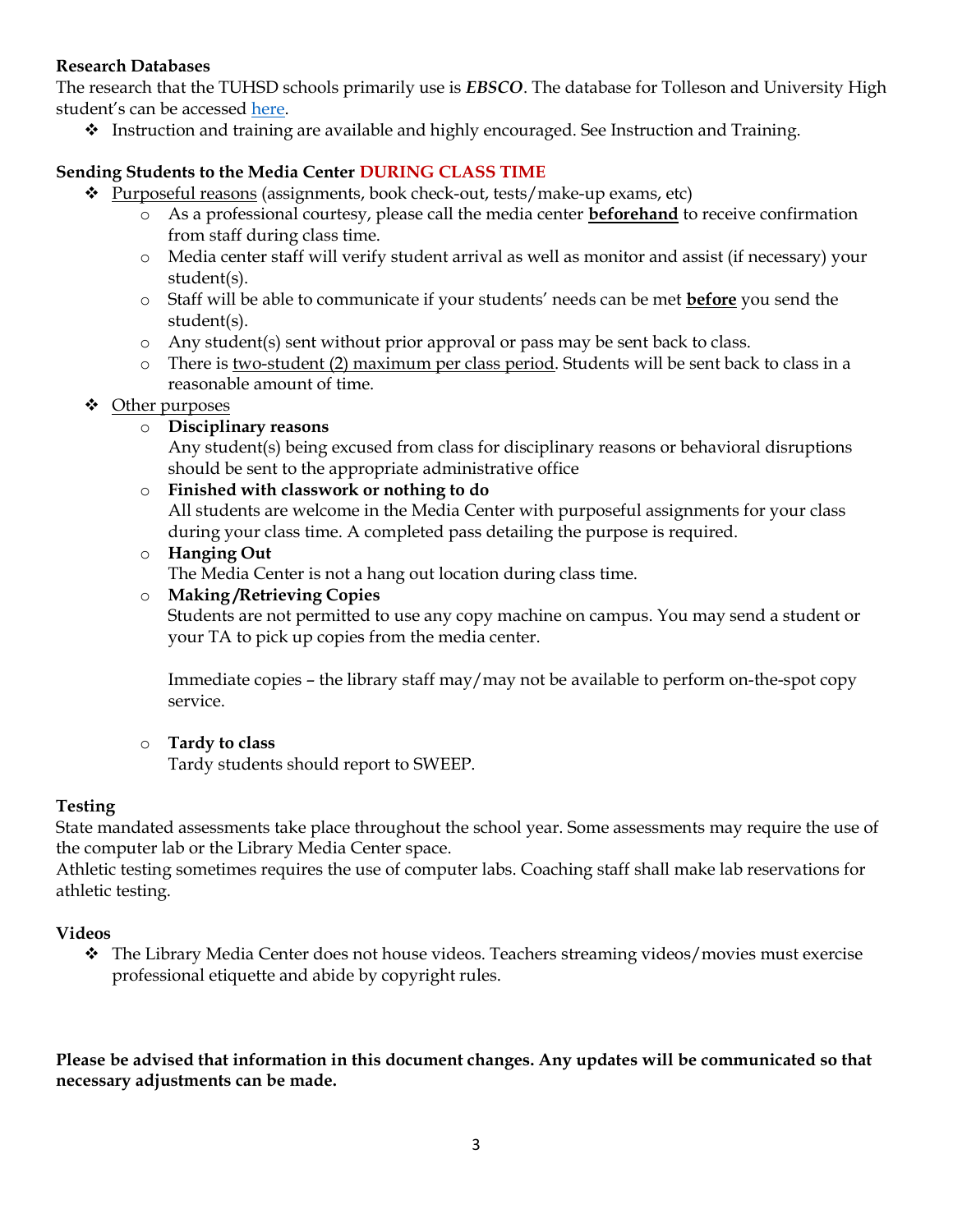**Research Databases**

The research that the TUHSD schools primarily use is ***EBSCO***. The database for Tolleson and University High student's can be accessed here.

- Instruction and training are available and highly encouraged. See Instruction and Training.

**Sending Students to the Media Center DURING CLASS TIME**

- Purposeful reasons (assignments, book check-out, tests/make-up exams, etc)
  - As a professional courtesy, please call the media center **beforehand** to receive confirmation from staff during class time.
  - Media center staff will verify student arrival as well as monitor and assist (if necessary) your student(s).
  - Staff will be able to communicate if your students' needs can be met **before** you send the student(s).
  - Any student(s) sent without prior approval or pass may be sent back to class.
  - There is two-student (2) maximum per class period. Students will be sent back to class in a reasonable amount of time.
- Other purposes
  - **Disciplinary reasons**
    Any student(s) being excused from class for disciplinary reasons or behavioral disruptions should be sent to the appropriate administrative office
  - **Finished with classwork or nothing to do**
    All students are welcome in the Media Center with purposeful assignments for your class during your class time. A completed pass detailing the purpose is required.
  - **Hanging Out**
    The Media Center is not a hang out location during class time.
  - **Making /Retrieving Copies**
    Students are not permitted to use any copy machine on campus. You may send a student or your TA to pick up copies from the media center.

    Immediate copies – the library staff may/may not be available to perform on-the-spot copy service.
  - **Tardy to class**
    Tardy students should report to SWEEP.

**Testing**

State mandated assessments take place throughout the school year. Some assessments may require the use of the computer lab or the Library Media Center space.
Athletic testing sometimes requires the use of computer labs. Coaching staff shall make lab reservations for athletic testing.

**Videos**

- The Library Media Center does not house videos. Teachers streaming videos/movies must exercise professional etiquette and abide by copyright rules.

**Please be advised that information in this document changes. Any updates will be communicated so that necessary adjustments can be made.**